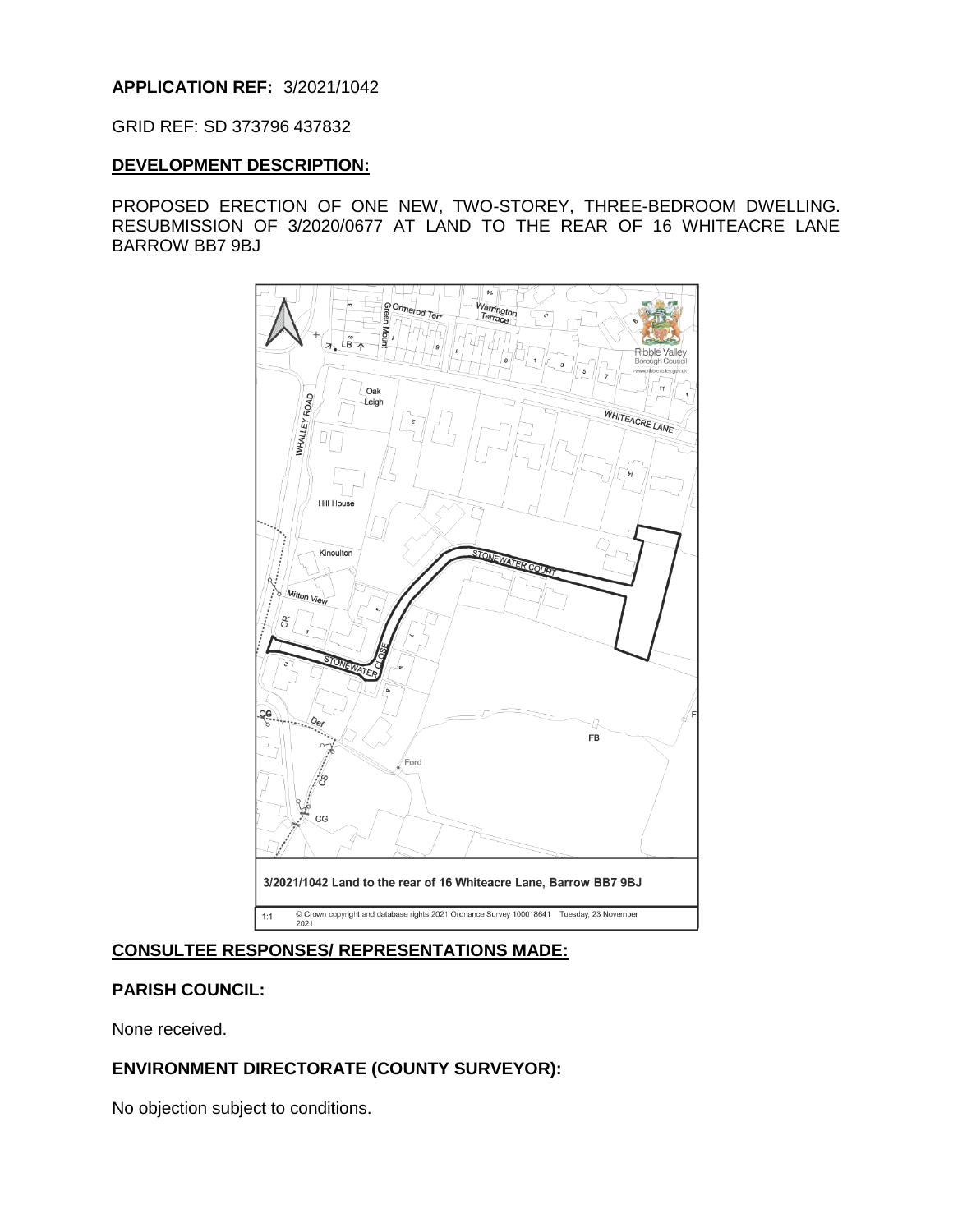**APPLICATION REF:** 3/2021/1042

GRID REF: SD 373796 437832

**DEVELOPMENT DESCRIPTION:**

PROPOSED ERECTION OF ONE NEW, TWO-STOREY, THREE-BEDROOM DWELLING. RESUBMISSION OF 3/2020/0677 AT LAND TO THE REAR OF 16 WHITEACRE LANE BARROW BB7 9BJ

3/2021/1042 Land to the rear of 16 Whiteacre Lane, Barrow BB7 9BJ

1:1 © Crown copyright and database rights 2021 Ordnance Survey 100018641 Tuesday, 23 November 2021

**CONSULTEE RESPONSES/ REPRESENTATIONS MADE:**

**PARISH COUNCIL:**

None received.

**ENVIRONMENT DIRECTORATE (COUNTY SURVEYOR):**

No objection subject to conditions.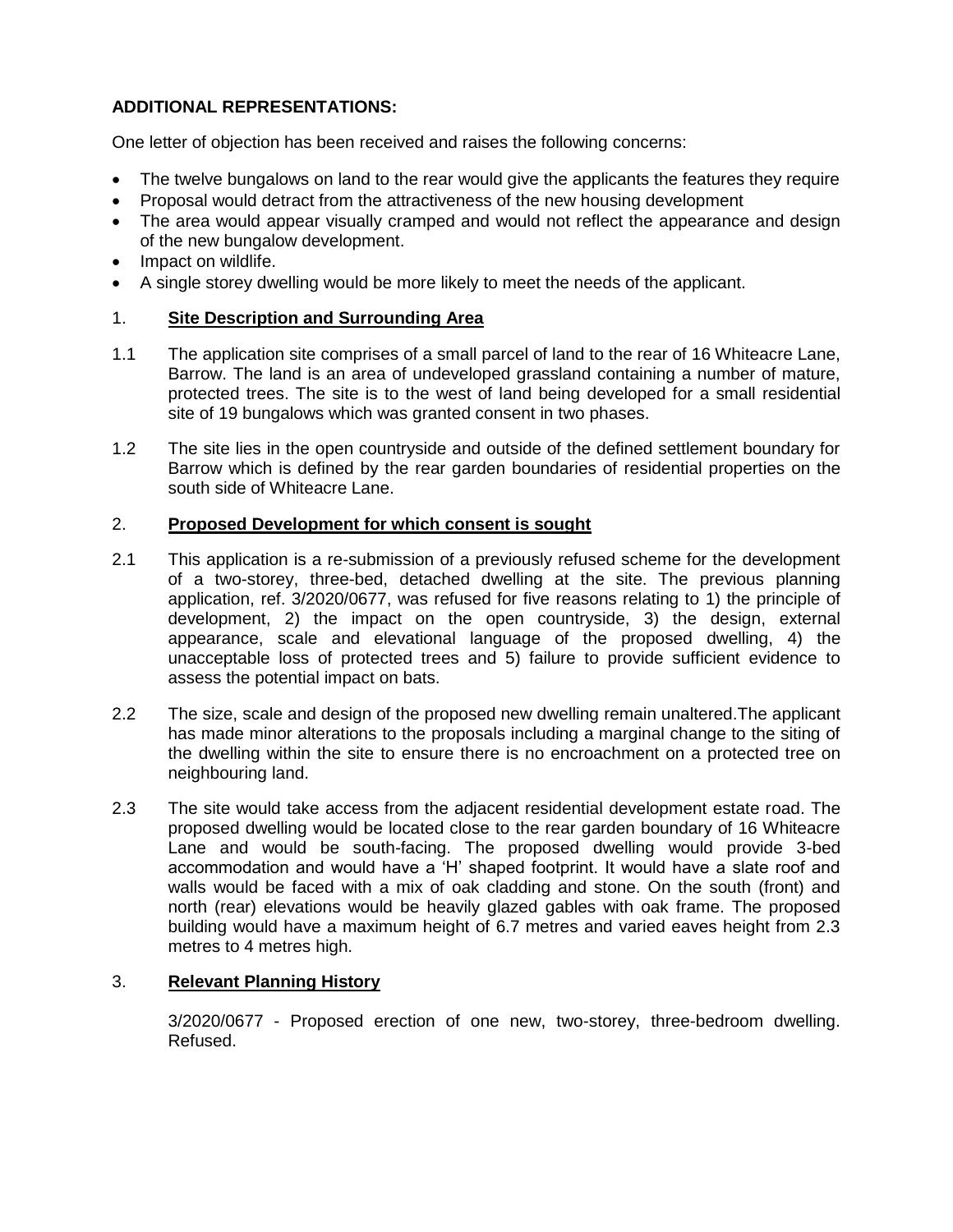**ADDITIONAL REPRESENTATIONS:**

One letter of objection has been received and raises the following concerns:

- The twelve bungalows on land to the rear would give the applicants the features they require
- Proposal would detract from the attractiveness of the new housing development
- The area would appear visually cramped and would not reflect the appearance and design of the new bungalow development.
- Impact on wildlife.
- A single storey dwelling would be more likely to meet the needs of the applicant.

## 1. **Site Description and Surrounding Area**

1.1 The application site comprises of a small parcel of land to the rear of 16 Whiteacre Lane, Barrow. The land is an area of undeveloped grassland containing a number of mature, protected trees. The site is to the west of land being developed for a small residential site of 19 bungalows which was granted consent in two phases.

1.2 The site lies in the open countryside and outside of the defined settlement boundary for Barrow which is defined by the rear garden boundaries of residential properties on the south side of Whiteacre Lane.

## 2. **Proposed Development for which consent is sought**

2.1 This application is a re-submission of a previously refused scheme for the development of a two-storey, three-bed, detached dwelling at the site. The previous planning application, ref. 3/2020/0677, was refused for five reasons relating to 1) the principle of development, 2) the impact on the open countryside, 3) the design, external appearance, scale and elevational language of the proposed dwelling, 4) the unacceptable loss of protected trees and 5) failure to provide sufficient evidence to assess the potential impact on bats.

2.2 The size, scale and design of the proposed new dwelling remain unaltered.The applicant has made minor alterations to the proposals including a marginal change to the siting of the dwelling within the site to ensure there is no encroachment on a protected tree on neighbouring land.

2.3 The site would take access from the adjacent residential development estate road. The proposed dwelling would be located close to the rear garden boundary of 16 Whiteacre Lane and would be south-facing. The proposed dwelling would provide 3-bed accommodation and would have a 'H' shaped footprint. It would have a slate roof and walls would be faced with a mix of oak cladding and stone. On the south (front) and north (rear) elevations would be heavily glazed gables with oak frame. The proposed building would have a maximum height of 6.7 metres and varied eaves height from 2.3 metres to 4 metres high.

## 3. **Relevant Planning History**

3/2020/0677 - Proposed erection of one new, two-storey, three-bedroom dwelling. Refused.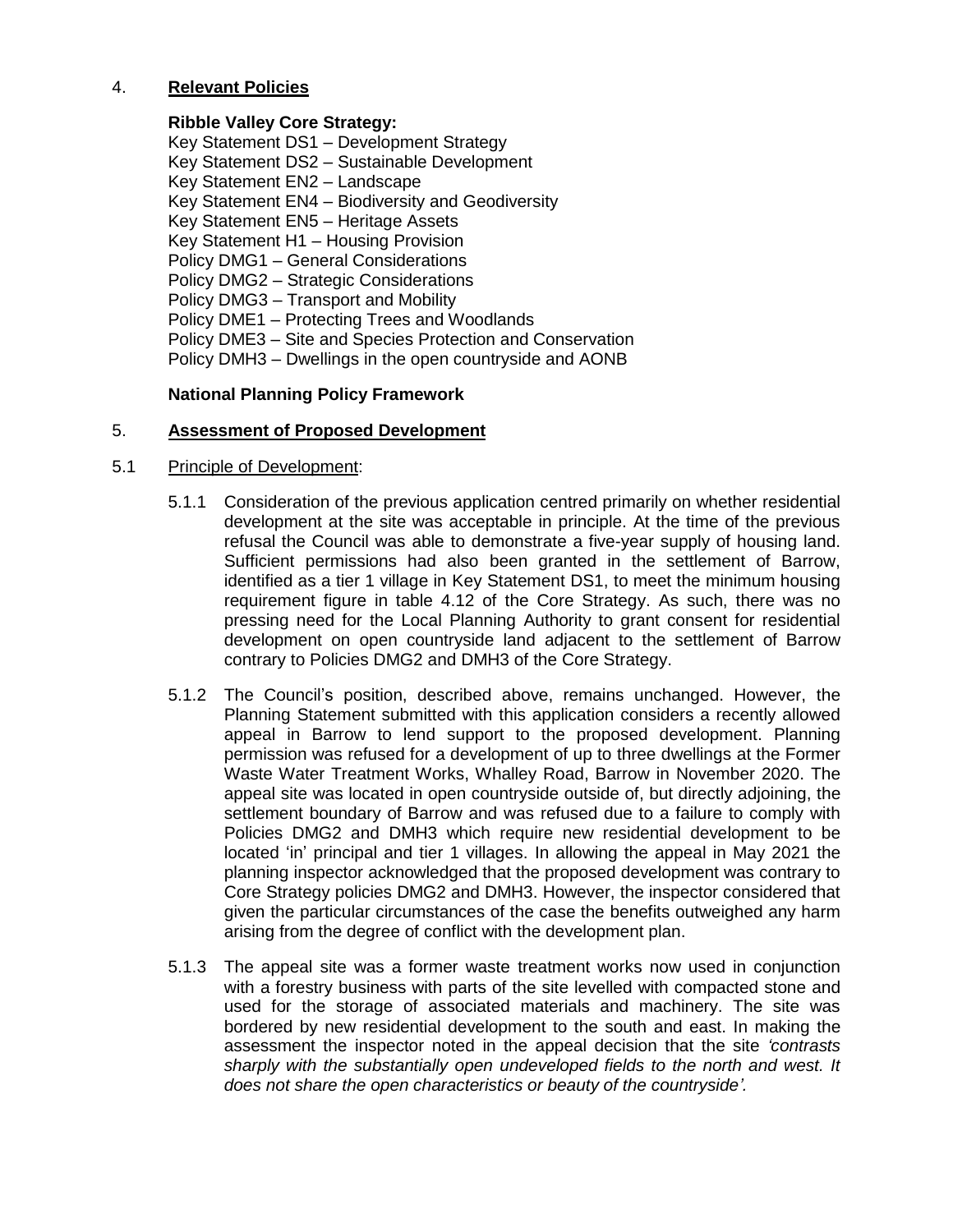## 4. **Relevant Policies**

**Ribble Valley Core Strategy:**

Key Statement DS1 – Development Strategy
Key Statement DS2 – Sustainable Development
Key Statement EN2 – Landscape
Key Statement EN4 – Biodiversity and Geodiversity
Key Statement EN5 – Heritage Assets
Key Statement H1 – Housing Provision
Policy DMG1 – General Considerations
Policy DMG2 – Strategic Considerations
Policy DMG3 – Transport and Mobility
Policy DME1 – Protecting Trees and Woodlands
Policy DME3 – Site and Species Protection and Conservation
Policy DMH3 – Dwellings in the open countryside and AONB

**National Planning Policy Framework**

## 5. **Assessment of Proposed Development**

5.1 Principle of Development:

5.1.1 Consideration of the previous application centred primarily on whether residential development at the site was acceptable in principle. At the time of the previous refusal the Council was able to demonstrate a five-year supply of housing land. Sufficient permissions had also been granted in the settlement of Barrow, identified as a tier 1 village in Key Statement DS1, to meet the minimum housing requirement figure in table 4.12 of the Core Strategy. As such, there was no pressing need for the Local Planning Authority to grant consent for residential development on open countryside land adjacent to the settlement of Barrow contrary to Policies DMG2 and DMH3 of the Core Strategy.

5.1.2 The Council's position, described above, remains unchanged. However, the Planning Statement submitted with this application considers a recently allowed appeal in Barrow to lend support to the proposed development. Planning permission was refused for a development of up to three dwellings at the Former Waste Water Treatment Works, Whalley Road, Barrow in November 2020. The appeal site was located in open countryside outside of, but directly adjoining, the settlement boundary of Barrow and was refused due to a failure to comply with Policies DMG2 and DMH3 which require new residential development to be located 'in' principal and tier 1 villages. In allowing the appeal in May 2021 the planning inspector acknowledged that the proposed development was contrary to Core Strategy policies DMG2 and DMH3. However, the inspector considered that given the particular circumstances of the case the benefits outweighed any harm arising from the degree of conflict with the development plan.

5.1.3 The appeal site was a former waste treatment works now used in conjunction with a forestry business with parts of the site levelled with compacted stone and used for the storage of associated materials and machinery. The site was bordered by new residential development to the south and east. In making the assessment the inspector noted in the appeal decision that the site *'contrasts sharply with the substantially open undeveloped fields to the north and west. It does not share the open characteristics or beauty of the countryside'.*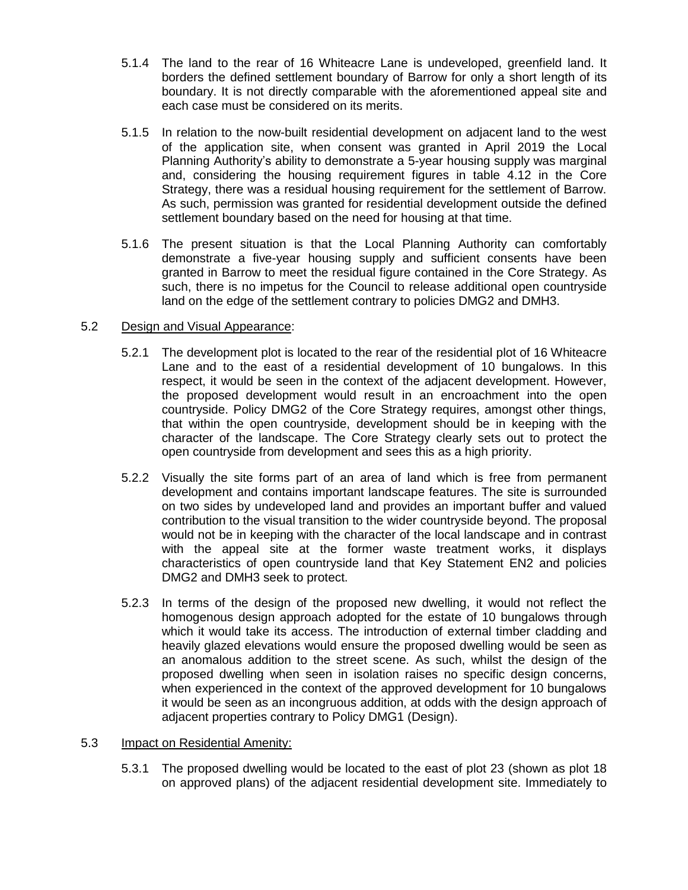5.1.4 The land to the rear of 16 Whiteacre Lane is undeveloped, greenfield land. It borders the defined settlement boundary of Barrow for only a short length of its boundary. It is not directly comparable with the aforementioned appeal site and each case must be considered on its merits.

5.1.5 In relation to the now-built residential development on adjacent land to the west of the application site, when consent was granted in April 2019 the Local Planning Authority's ability to demonstrate a 5-year housing supply was marginal and, considering the housing requirement figures in table 4.12 in the Core Strategy, there was a residual housing requirement for the settlement of Barrow. As such, permission was granted for residential development outside the defined settlement boundary based on the need for housing at that time.

5.1.6 The present situation is that the Local Planning Authority can comfortably demonstrate a five-year housing supply and sufficient consents have been granted in Barrow to meet the residual figure contained in the Core Strategy. As such, there is no impetus for the Council to release additional open countryside land on the edge of the settlement contrary to policies DMG2 and DMH3.

5.2 Design and Visual Appearance:

5.2.1 The development plot is located to the rear of the residential plot of 16 Whiteacre Lane and to the east of a residential development of 10 bungalows. In this respect, it would be seen in the context of the adjacent development. However, the proposed development would result in an encroachment into the open countryside. Policy DMG2 of the Core Strategy requires, amongst other things, that within the open countryside, development should be in keeping with the character of the landscape. The Core Strategy clearly sets out to protect the open countryside from development and sees this as a high priority.

5.2.2 Visually the site forms part of an area of land which is free from permanent development and contains important landscape features. The site is surrounded on two sides by undeveloped land and provides an important buffer and valued contribution to the visual transition to the wider countryside beyond. The proposal would not be in keeping with the character of the local landscape and in contrast with the appeal site at the former waste treatment works, it displays characteristics of open countryside land that Key Statement EN2 and policies DMG2 and DMH3 seek to protect.

5.2.3 In terms of the design of the proposed new dwelling, it would not reflect the homogenous design approach adopted for the estate of 10 bungalows through which it would take its access. The introduction of external timber cladding and heavily glazed elevations would ensure the proposed dwelling would be seen as an anomalous addition to the street scene. As such, whilst the design of the proposed dwelling when seen in isolation raises no specific design concerns, when experienced in the context of the approved development for 10 bungalows it would be seen as an incongruous addition, at odds with the design approach of adjacent properties contrary to Policy DMG1 (Design).

5.3 Impact on Residential Amenity:

5.3.1 The proposed dwelling would be located to the east of plot 23 (shown as plot 18 on approved plans) of the adjacent residential development site. Immediately to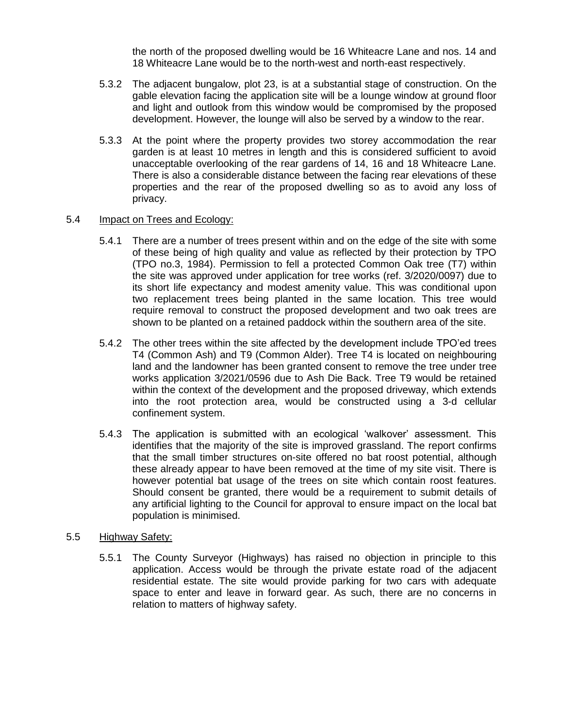the north of the proposed dwelling would be 16 Whiteacre Lane and nos. 14 and 18 Whiteacre Lane would be to the north-west and north-east respectively.

5.3.2 The adjacent bungalow, plot 23, is at a substantial stage of construction. On the gable elevation facing the application site will be a lounge window at ground floor and light and outlook from this window would be compromised by the proposed development. However, the lounge will also be served by a window to the rear.

5.3.3 At the point where the property provides two storey accommodation the rear garden is at least 10 metres in length and this is considered sufficient to avoid unacceptable overlooking of the rear gardens of 14, 16 and 18 Whiteacre Lane. There is also a considerable distance between the facing rear elevations of these properties and the rear of the proposed dwelling so as to avoid any loss of privacy.

5.4 <u>Impact on Trees and Ecology:</u>

5.4.1 There are a number of trees present within and on the edge of the site with some of these being of high quality and value as reflected by their protection by TPO (TPO no.3, 1984). Permission to fell a protected Common Oak tree (T7) within the site was approved under application for tree works (ref. 3/2020/0097) due to its short life expectancy and modest amenity value. This was conditional upon two replacement trees being planted in the same location. This tree would require removal to construct the proposed development and two oak trees are shown to be planted on a retained paddock within the southern area of the site.

5.4.2 The other trees within the site affected by the development include TPO'ed trees T4 (Common Ash) and T9 (Common Alder). Tree T4 is located on neighbouring land and the landowner has been granted consent to remove the tree under tree works application 3/2021/0596 due to Ash Die Back. Tree T9 would be retained within the context of the development and the proposed driveway, which extends into the root protection area, would be constructed using a 3-d cellular confinement system.

5.4.3 The application is submitted with an ecological 'walkover' assessment. This identifies that the majority of the site is improved grassland. The report confirms that the small timber structures on-site offered no bat roost potential, although these already appear to have been removed at the time of my site visit. There is however potential bat usage of the trees on site which contain roost features. Should consent be granted, there would be a requirement to submit details of any artificial lighting to the Council for approval to ensure impact on the local bat population is minimised.

5.5 <u>Highway Safety:</u>

5.5.1 The County Surveyor (Highways) has raised no objection in principle to this application. Access would be through the private estate road of the adjacent residential estate. The site would provide parking for two cars with adequate space to enter and leave in forward gear. As such, there are no concerns in relation to matters of highway safety.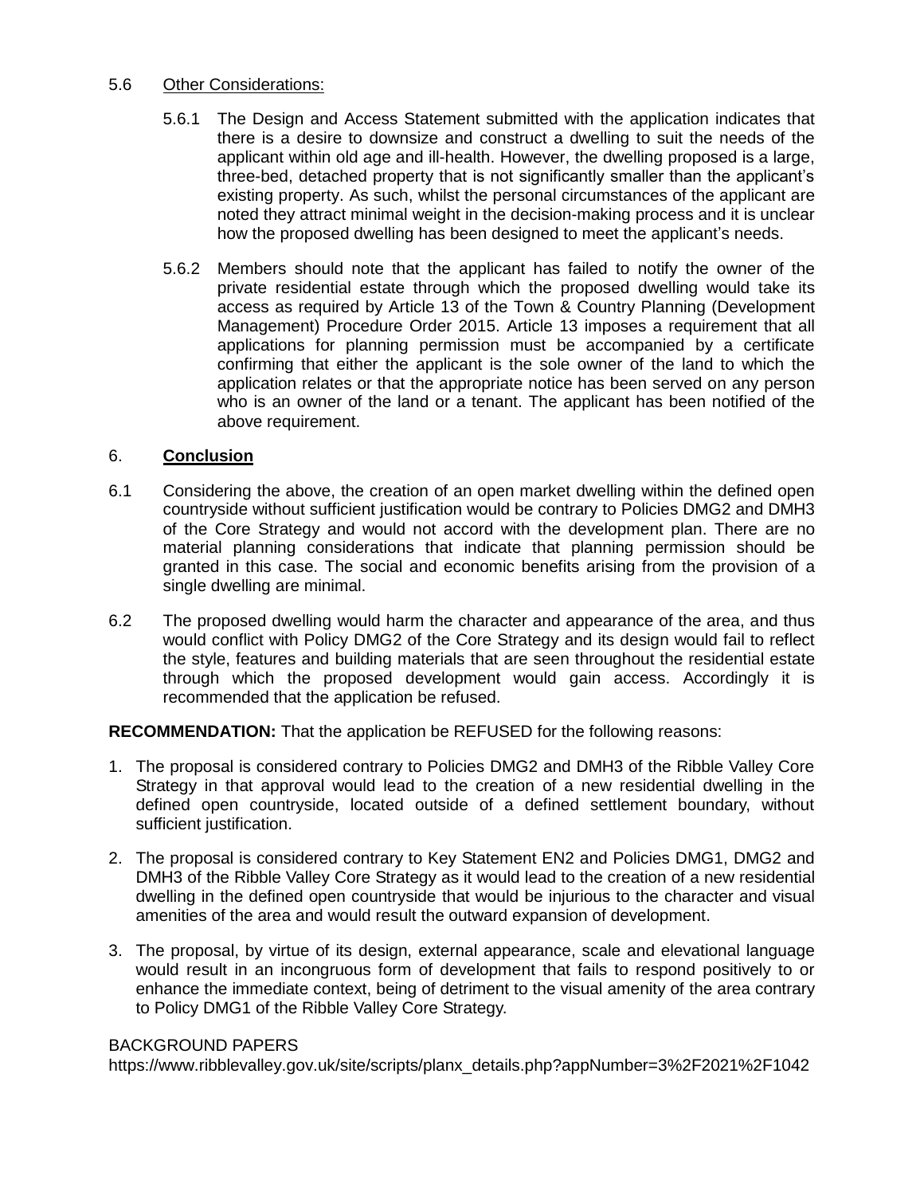5.6 Other Considerations:

5.6.1 The Design and Access Statement submitted with the application indicates that there is a desire to downsize and construct a dwelling to suit the needs of the applicant within old age and ill-health. However, the dwelling proposed is a large, three-bed, detached property that is not significantly smaller than the applicant's existing property. As such, whilst the personal circumstances of the applicant are noted they attract minimal weight in the decision-making process and it is unclear how the proposed dwelling has been designed to meet the applicant's needs.

5.6.2 Members should note that the applicant has failed to notify the owner of the private residential estate through which the proposed dwelling would take its access as required by Article 13 of the Town & Country Planning (Development Management) Procedure Order 2015. Article 13 imposes a requirement that all applications for planning permission must be accompanied by a certificate confirming that either the applicant is the sole owner of the land to which the application relates or that the appropriate notice has been served on any person who is an owner of the land or a tenant. The applicant has been notified of the above requirement.

## 6. Conclusion

6.1 Considering the above, the creation of an open market dwelling within the defined open countryside without sufficient justification would be contrary to Policies DMG2 and DMH3 of the Core Strategy and would not accord with the development plan. There are no material planning considerations that indicate that planning permission should be granted in this case. The social and economic benefits arising from the provision of a single dwelling are minimal.

6.2 The proposed dwelling would harm the character and appearance of the area, and thus would conflict with Policy DMG2 of the Core Strategy and its design would fail to reflect the style, features and building materials that are seen throughout the residential estate through which the proposed development would gain access. Accordingly it is recommended that the application be refused.

**RECOMMENDATION:** That the application be REFUSED for the following reasons:

1. The proposal is considered contrary to Policies DMG2 and DMH3 of the Ribble Valley Core Strategy in that approval would lead to the creation of a new residential dwelling in the defined open countryside, located outside of a defined settlement boundary, without sufficient justification.
2. The proposal is considered contrary to Key Statement EN2 and Policies DMG1, DMG2 and DMH3 of the Ribble Valley Core Strategy as it would lead to the creation of a new residential dwelling in the defined open countryside that would be injurious to the character and visual amenities of the area and would result the outward expansion of development.
3. The proposal, by virtue of its design, external appearance, scale and elevational language would result in an incongruous form of development that fails to respond positively to or enhance the immediate context, being of detriment to the visual amenity of the area contrary to Policy DMG1 of the Ribble Valley Core Strategy.

BACKGROUND PAPERS
https://www.ribblevalley.gov.uk/site/scripts/planx_details.php?appNumber=3%2F2021%2F1042